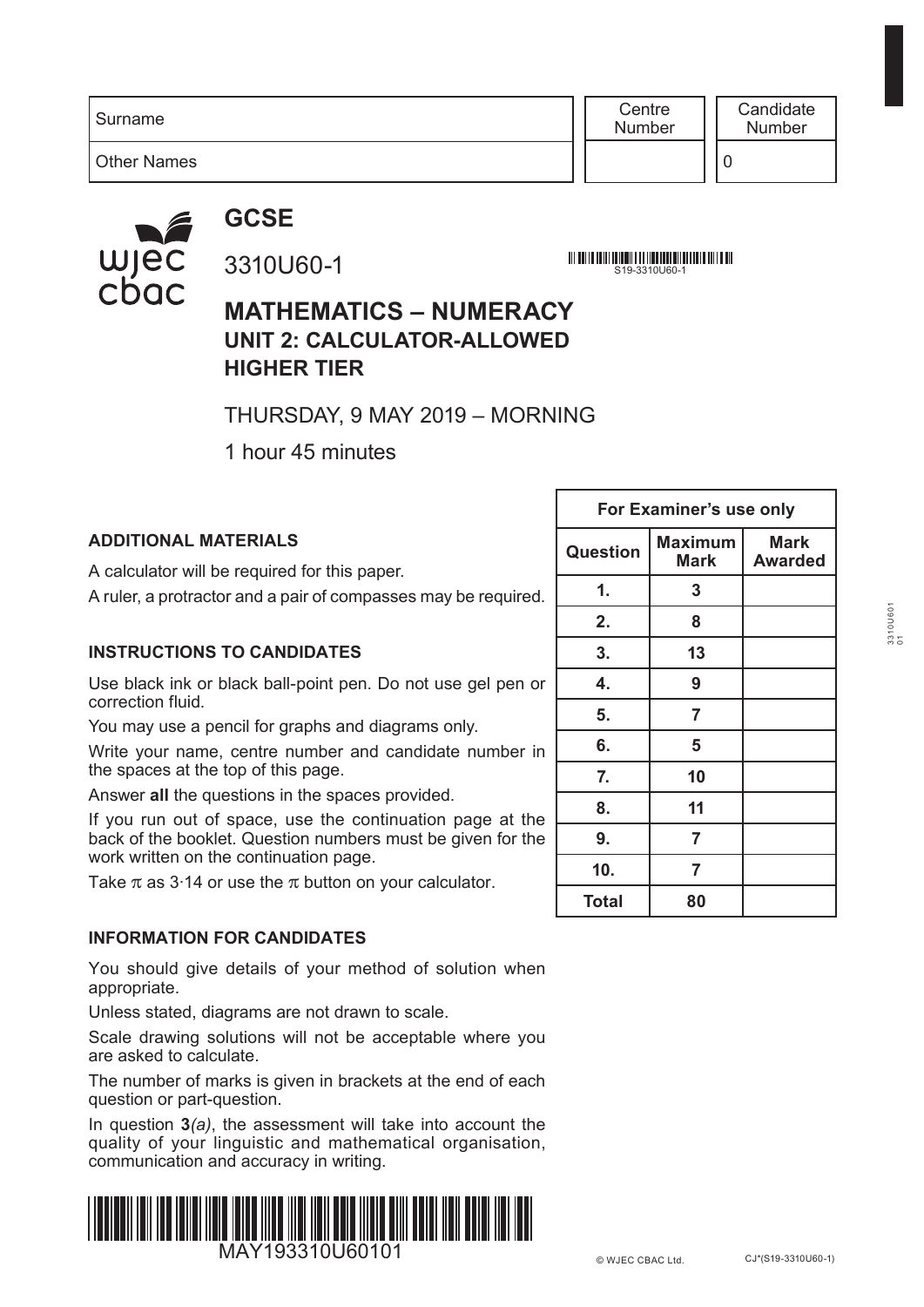| Surname | Centre Number | Candidate Number |
|---|---|---|
| Other Names | | 0 |

# GCSE

3310U60-1

S19-3310U60-1

## MATHEMATICS – NUMERACY
### UNIT 2: CALCULATOR-ALLOWED
### HIGHER TIER

THURSDAY, 9 MAY 2019 – MORNING

1 hour 45 minutes

**ADDITIONAL MATERIALS**

A calculator will be required for this paper.

A ruler, a protractor and a pair of compasses may be required.

**INSTRUCTIONS TO CANDIDATES**

Use black ink or black ball-point pen. Do not use gel pen or correction fluid.

You may use a pencil for graphs and diagrams only.

Write your name, centre number and candidate number in the spaces at the top of this page.

Answer **all** the questions in the spaces provided.

If you run out of space, use the continuation page at the back of the booklet. Question numbers must be given for the work written on the continuation page.

Take $\pi$ as 3·14 or use the $\pi$ button on your calculator.

**INFORMATION FOR CANDIDATES**

You should give details of your method of solution when appropriate.

Unless stated, diagrams are not drawn to scale.

Scale drawing solutions will not be acceptable where you are asked to calculate.

The number of marks is given in brackets at the end of each question or part-question.

In question **3***(a)*, the assessment will take into account the quality of your linguistic and mathematical organisation, communication and accuracy in writing.

| For Examiner's use only | | |
|---|---|---|
| **Question** | **Maximum Mark** | **Mark Awarded** |
| **1.** | **3** | |
| **2.** | **8** | |
| **3.** | **13** | |
| **4.** | **9** | |
| **5.** | **7** | |
| **6.** | **5** | |
| **7.** | **10** | |
| **8.** | **11** | |
| **9.** | **7** | |
| **10.** | **7** | |
| **Total** | **80** | |

MAY193310U60101

© WJEC CBAC Ltd. CJ*(S19-3310U60-1)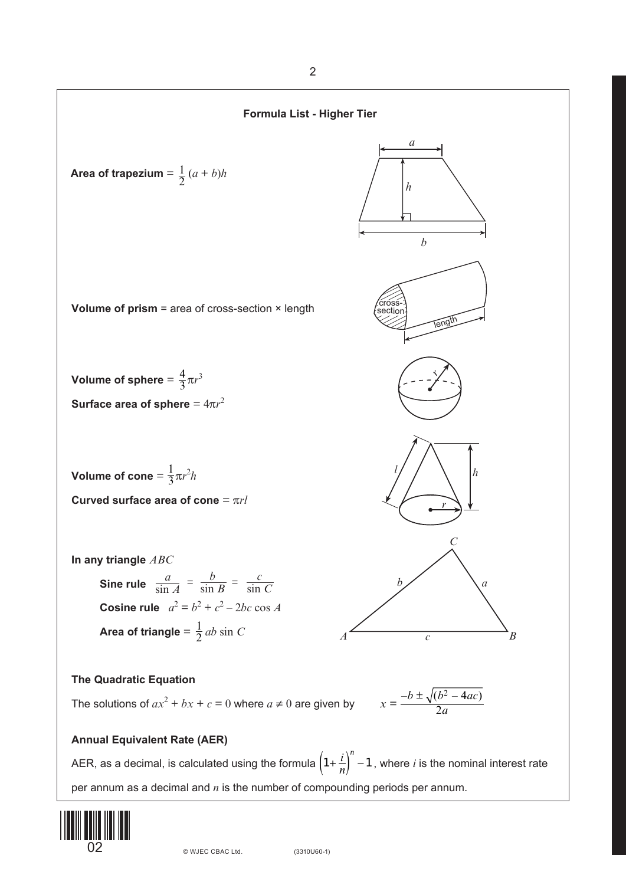## Formula List - Higher Tier

**Area of trapezium** $= \frac{1}{2}(a + b)h$

**Volume of prism** = area of cross-section × length

**Volume of sphere** $= \frac{4}{3}\pi r^3$

**Surface area of sphere** $= 4\pi r^2$

**Volume of cone** $= \frac{1}{3}\pi r^2 h$

**Curved surface area of cone** $= \pi r l$

**In any triangle** $ABC$

**Sine rule** $\frac{a}{\sin A} = \frac{b}{\sin B} = \frac{c}{\sin C}$

**Cosine rule** $a^2 = b^2 + c^2 - 2bc \cos A$

**Area of triangle** $= \frac{1}{2} ab \sin C$

**The Quadratic Equation**

The solutions of $ax^2 + bx + c = 0$ where $a \neq 0$ are given by $x = \frac{-b \pm \sqrt{(b^2 - 4ac)}}{2a}$

**Annual Equivalent Rate (AER)**

AER, as a decimal, is calculated using the formula $\left(1 + \frac{i}{n}\right)^n - 1$, where $i$ is the nominal interest rate per annum as a decimal and $n$ is the number of compounding periods per annum.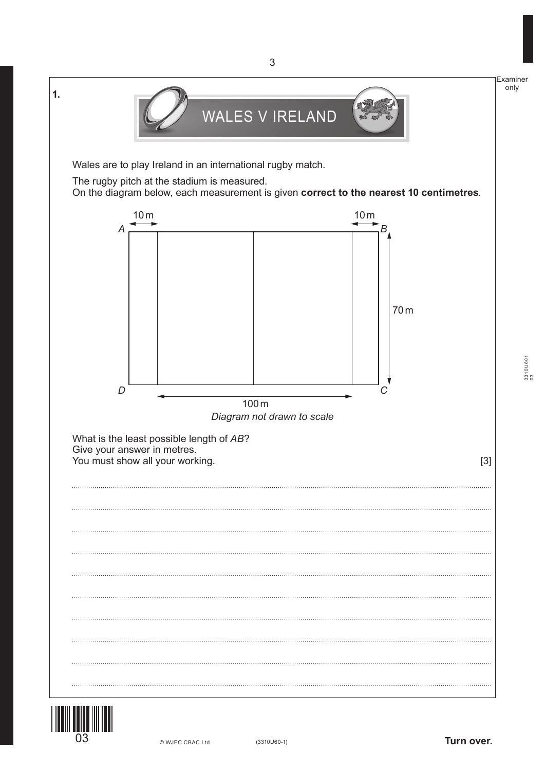**1.** WALES V IRELAND

Wales are to play Ireland in an international rugby match.

The rugby pitch at the stadium is measured.
On the diagram below, each measurement is given **correct to the nearest 10 centimetres**.

10 m &nbsp;&nbsp;&nbsp; 10 m

A &nbsp;&nbsp;&nbsp; B

70 m

D &nbsp;&nbsp;&nbsp; C

100 m

*Diagram not drawn to scale*

What is the least possible length of *AB*?
Give your answer in metres.
You must show all your working. [3]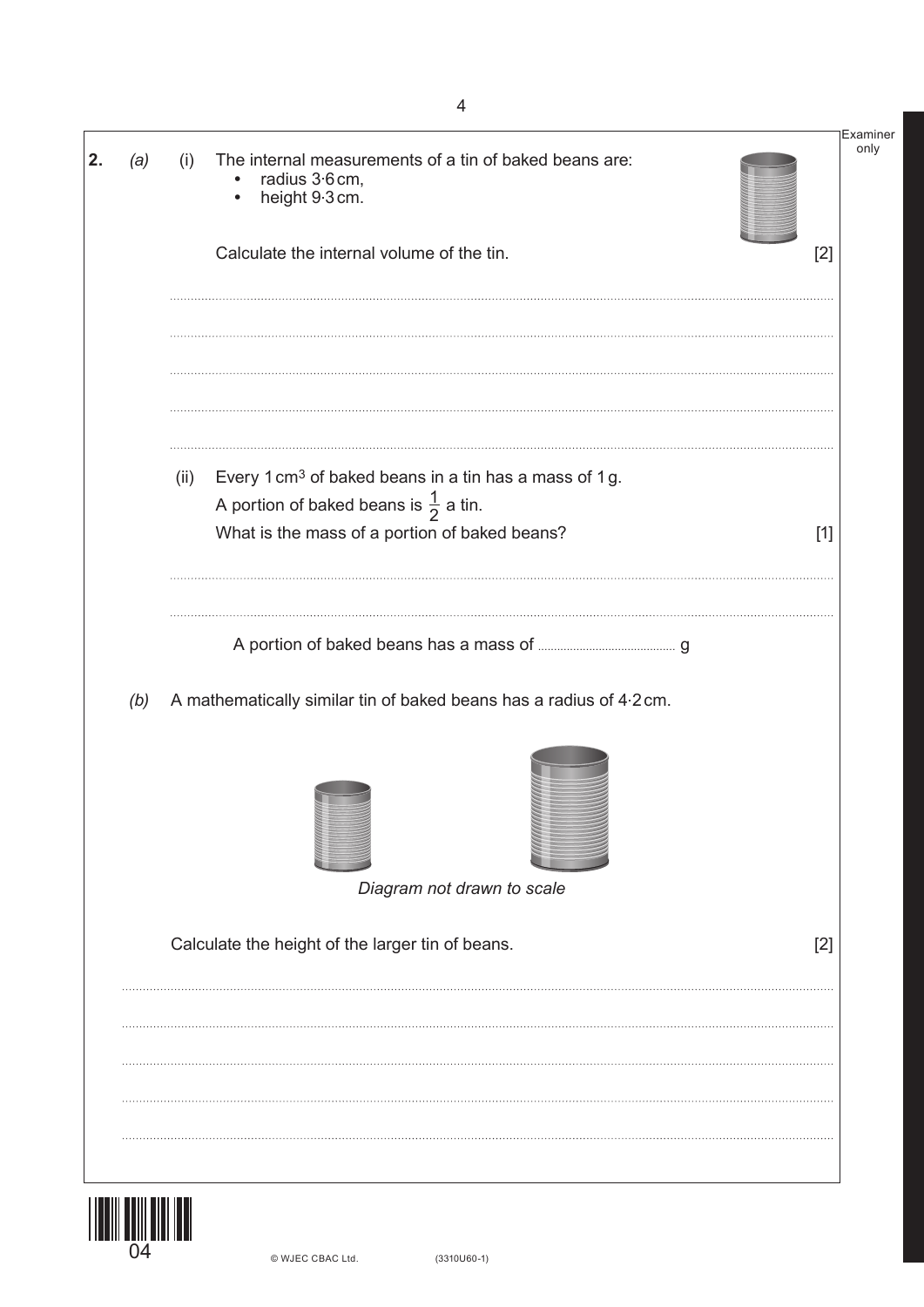**2.** *(a)* (i) The internal measurements of a tin of baked beans are:

- radius 3·6 cm,
- height 9·3 cm.

Calculate the internal volume of the tin. [2]

..............................................................................................................................................

..............................................................................................................................................

..............................................................................................................................................

..............................................................................................................................................

..............................................................................................................................................

(ii) Every 1 $cm^3$ of baked beans in a tin has a mass of 1 g.
A portion of baked beans is $\frac{1}{2}$ a tin.
What is the mass of a portion of baked beans? [1]

..............................................................................................................................................

..............................................................................................................................................

A portion of baked beans has a mass of .......................................... g

*(b)* A mathematically similar tin of baked beans has a radius of 4·2 cm.

*Diagram not drawn to scale*

Calculate the height of the larger tin of beans. [2]

..............................................................................................................................................

..............................................................................................................................................

..............................................................................................................................................

..............................................................................................................................................

..............................................................................................................................................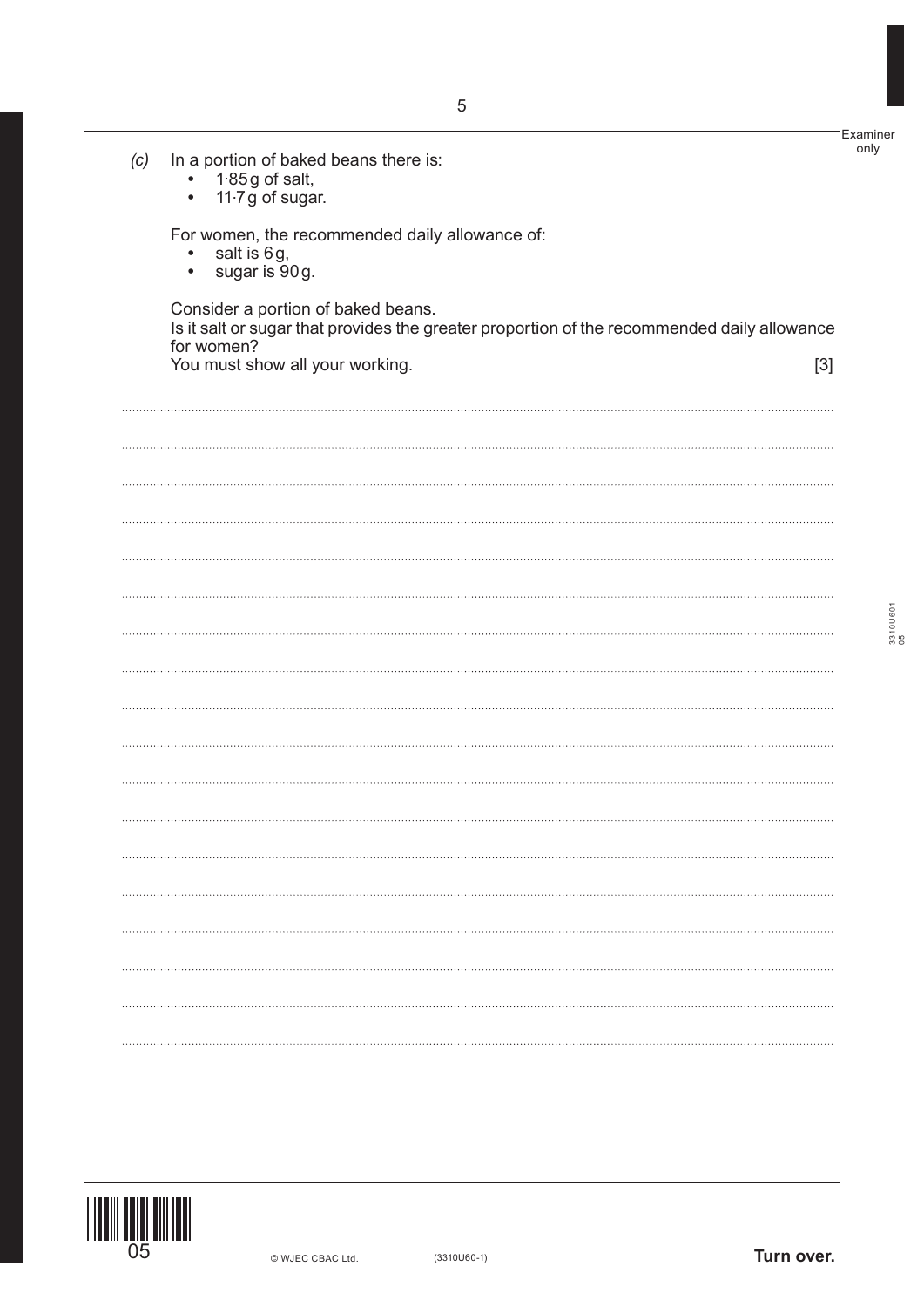*(c)* In a portion of baked beans there is:

- 1·85 g of salt,
- 11·7 g of sugar.

For women, the recommended daily allowance of:

- salt is 6 g,
- sugar is 90 g.

Consider a portion of baked beans.
Is it salt or sugar that provides the greater proportion of the recommended daily allowance for women?
You must show all your working. [3]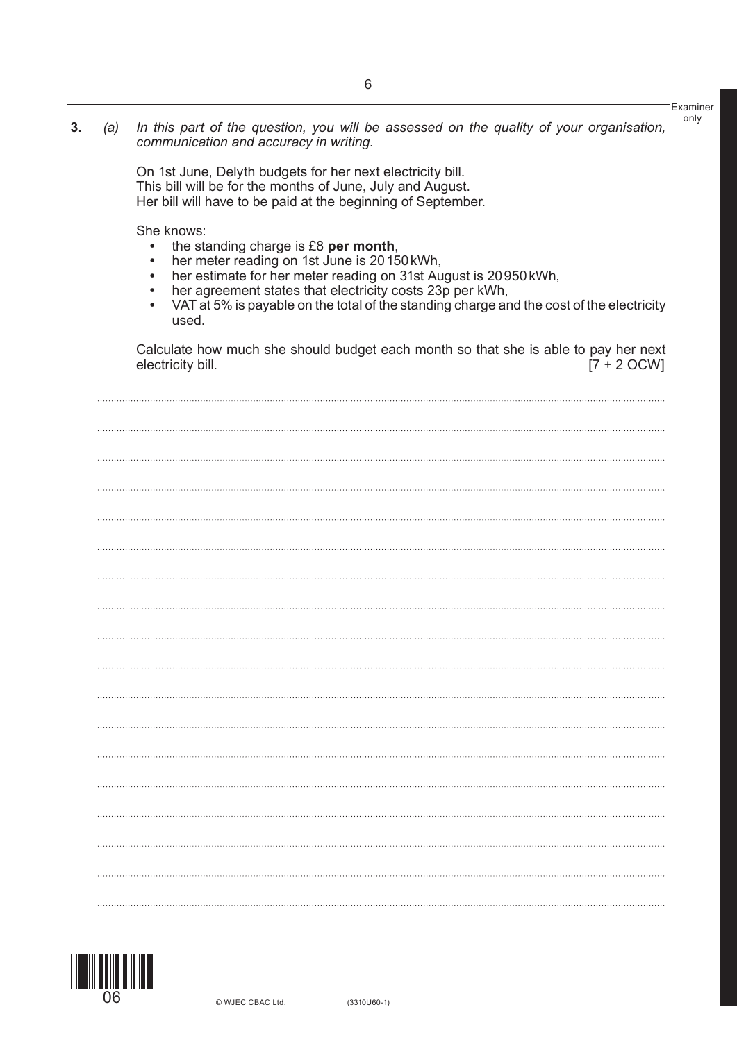**3.** *(a)* *In this part of the question, you will be assessed on the quality of your organisation, communication and accuracy in writing.*

On 1st June, Delyth budgets for her next electricity bill.
This bill will be for the months of June, July and August.
Her bill will have to be paid at the beginning of September.

She knows:

- the standing charge is £8 **per month**,
- her meter reading on 1st June is 20 150 kWh,
- her estimate for her meter reading on 31st August is 20 950 kWh,
- her agreement states that electricity costs 23p per kWh,
- VAT at 5% is payable on the total of the standing charge and the cost of the electricity used.

Calculate how much she should budget each month so that she is able to pay her next electricity bill. [7 + 2 OCW]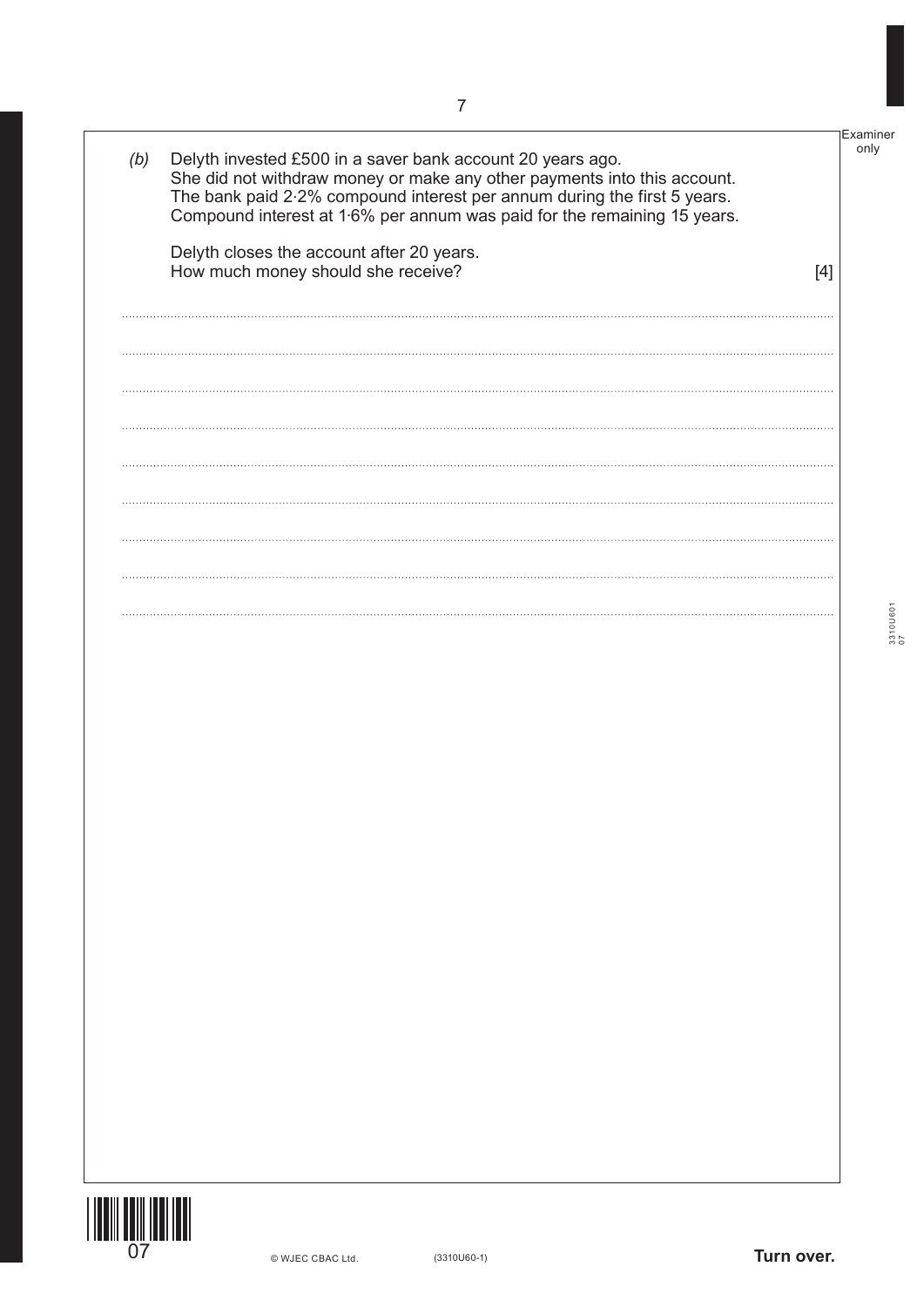(b) Delyth invested £500 in a saver bank account 20 years ago.
She did not withdraw money or make any other payments into this account.
The bank paid 2·2% compound interest per annum during the first 5 years.
Compound interest at 1·6% per annum was paid for the remaining 15 years.

Delyth closes the account after 20 years.
How much money should she receive? [4]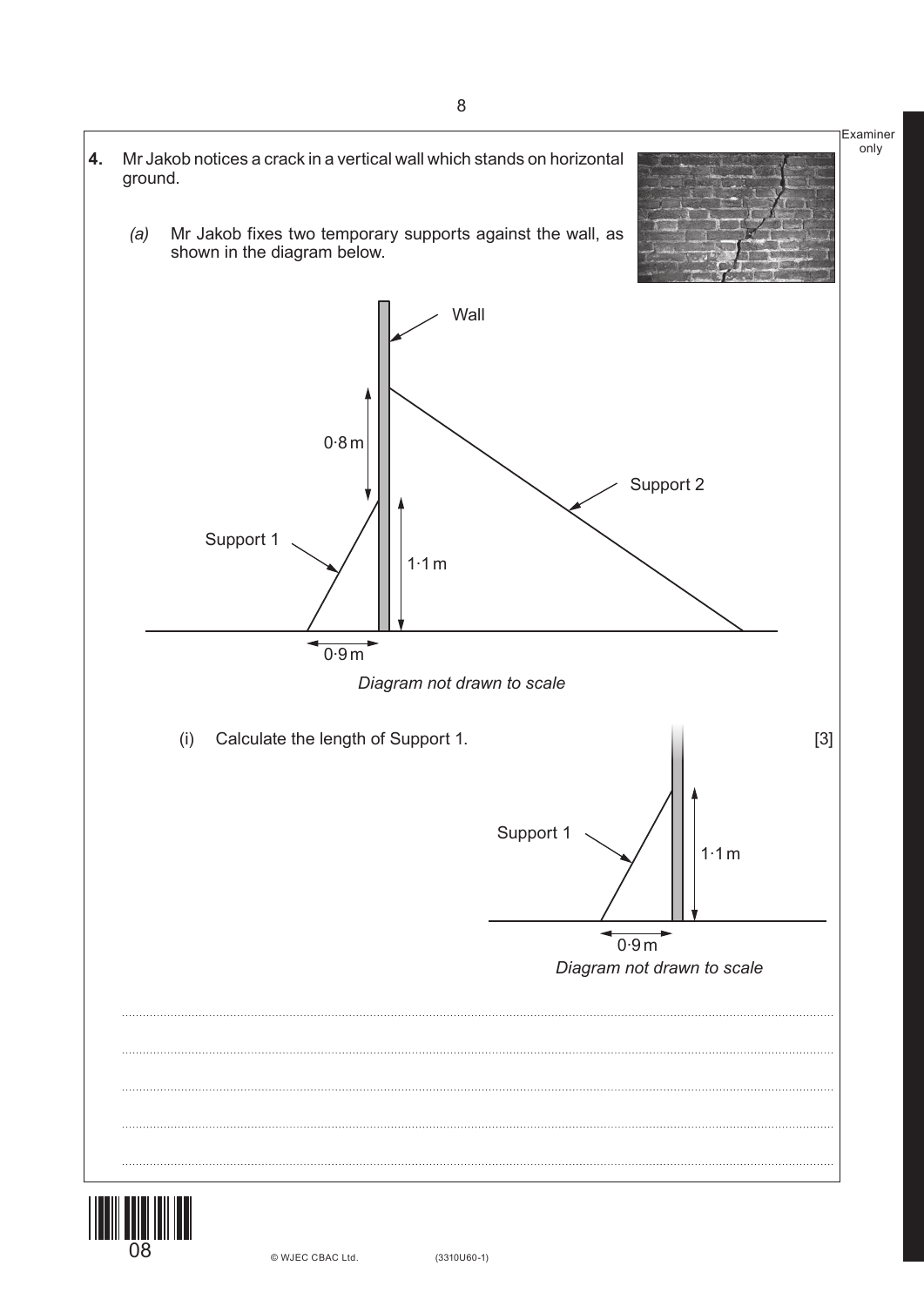**4.** Mr Jakob notices a crack in a vertical wall which stands on horizontal ground.

*(a)* Mr Jakob fixes two temporary supports against the wall, as shown in the diagram below.

Wall

0·8 m

Support 2

Support 1

1·1 m

0·9 m

*Diagram not drawn to scale*

(i) Calculate the length of Support 1. [3]

Support 1

1·1 m

0·9 m

*Diagram not drawn to scale*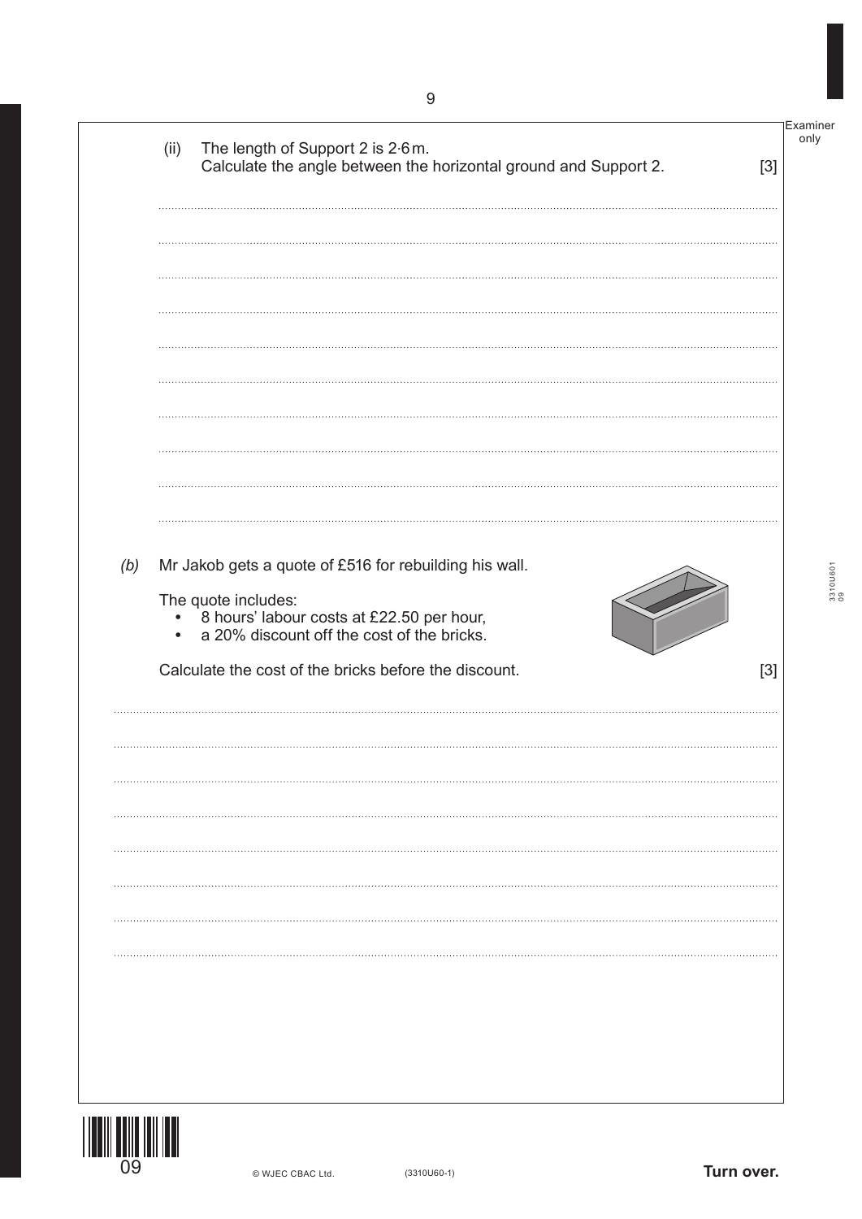(ii) The length of Support 2 is 2·6 m.
Calculate the angle between the horizontal ground and Support 2. [3]

*(b)* Mr Jakob gets a quote of £516 for rebuilding his wall.

The quote includes:

- 8 hours' labour costs at £22.50 per hour,
- a 20% discount off the cost of the bricks.

Calculate the cost of the bricks before the discount. [3]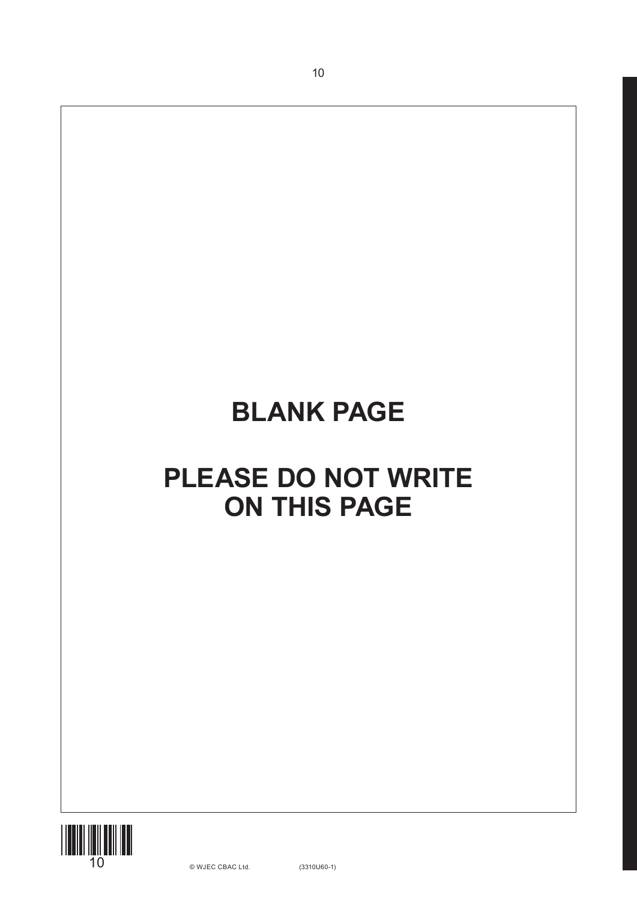**BLANK PAGE**

**PLEASE DO NOT WRITE ON THIS PAGE**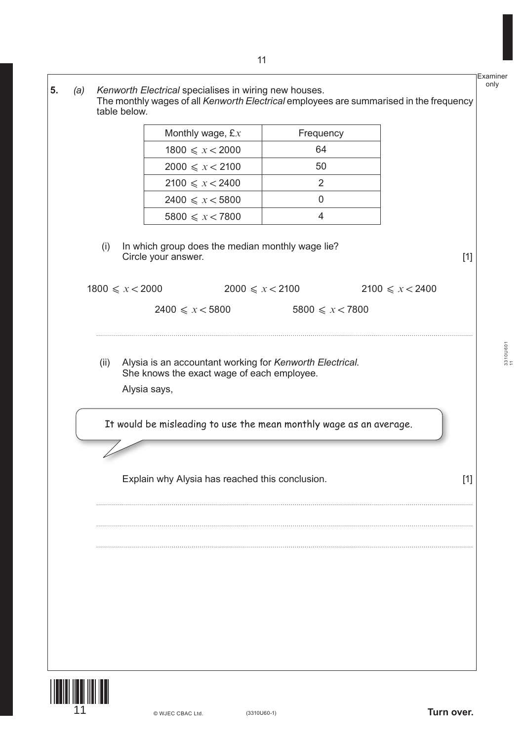**5.** *(a)* *Kenworth Electrical* specialises in wiring new houses.
The monthly wages of all *Kenworth Electrical* employees are summarised in the frequency table below.

| Monthly wage, £$x$ | Frequency |
| --- | --- |
| $1800 \leqslant x < 2000$ | 64 |
| $2000 \leqslant x < 2100$ | 50 |
| $2100 \leqslant x < 2400$ | 2 |
| $2400 \leqslant x < 5800$ | 0 |
| $5800 \leqslant x < 7800$ | 4 |

(i) In which group does the median monthly wage lie?
Circle your answer. [1]

$1800 \leqslant x < 2000$ $\quad$ $2000 \leqslant x < 2100$ $\quad$ $2100 \leqslant x < 2400$

$2400 \leqslant x < 5800$ $\quad$ $5800 \leqslant x < 7800$

..............................................................................................................................................

(ii) Alysia is an accountant working for *Kenworth Electrical*.
She knows the exact wage of each employee.

Alysia says,

> It would be misleading to use the mean monthly wage as an average.

Explain why Alysia has reached this conclusion. [1]

..............................................................................................................................................

..............................................................................................................................................

..............................................................................................................................................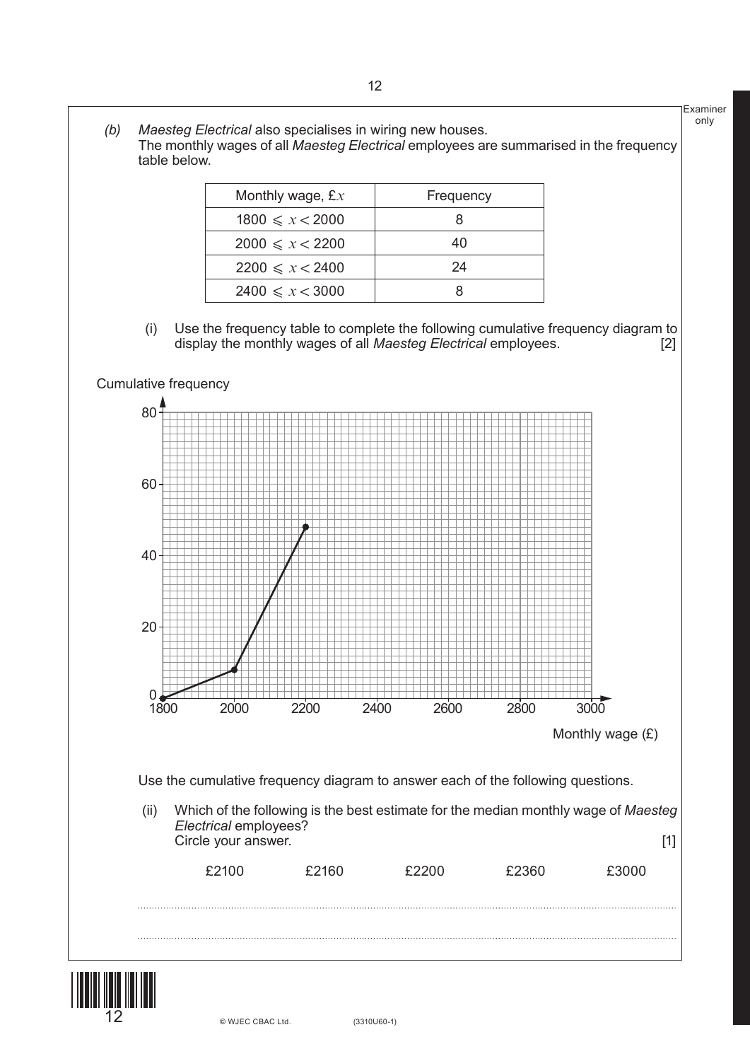*(b)* *Maesteg Electrical* also specialises in wiring new houses.
The monthly wages of all *Maesteg Electrical* employees are summarised in the frequency table below.

| Monthly wage, £$x$ | Frequency |
|---|---|
| $1800 \leqslant x < 2000$ | 8 |
| $2000 \leqslant x < 2200$ | 40 |
| $2200 \leqslant x < 2400$ | 24 |
| $2400 \leqslant x < 3000$ | 8 |

(i) Use the frequency table to complete the following cumulative frequency diagram to display the monthly wages of all *Maesteg Electrical* employees. [2]

Cumulative frequency

80

60

40

20

0

1800 2000 2200 2400 2600 2800 3000

Monthly wage (£)

Use the cumulative frequency diagram to answer each of the following questions.

(ii) Which of the following is the best estimate for the median monthly wage of *Maesteg Electrical* employees?
Circle your answer. [1]

£2100 £2160 £2200 £2360 £3000

..............................................................................................................................................

..............................................................................................................................................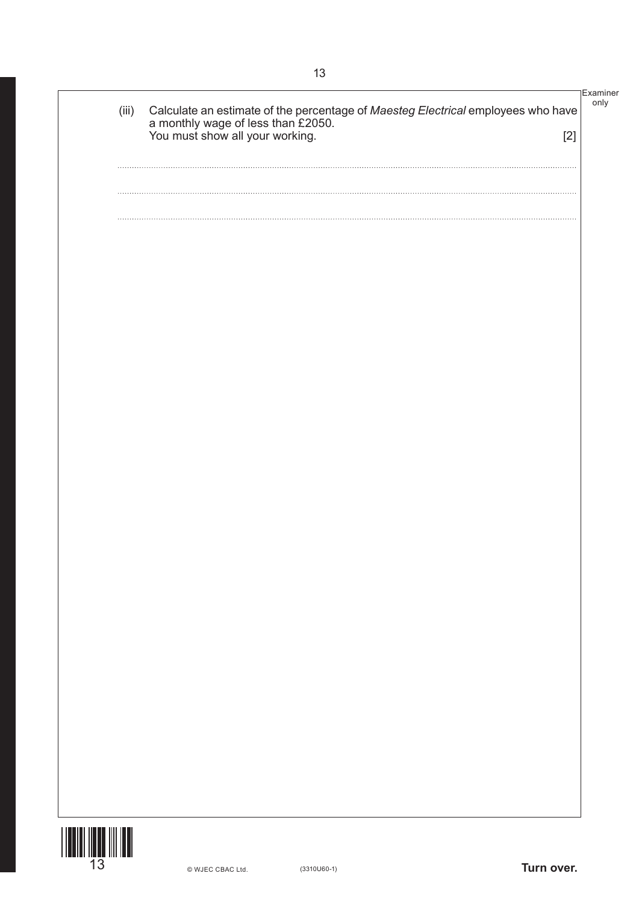(iii) Calculate an estimate of the percentage of *Maesteg Electrical* employees who have a monthly wage of less than £2050.
You must show all your working. [2]

..............................................................................................................................................................

..............................................................................................................................................................

..............................................................................................................................................................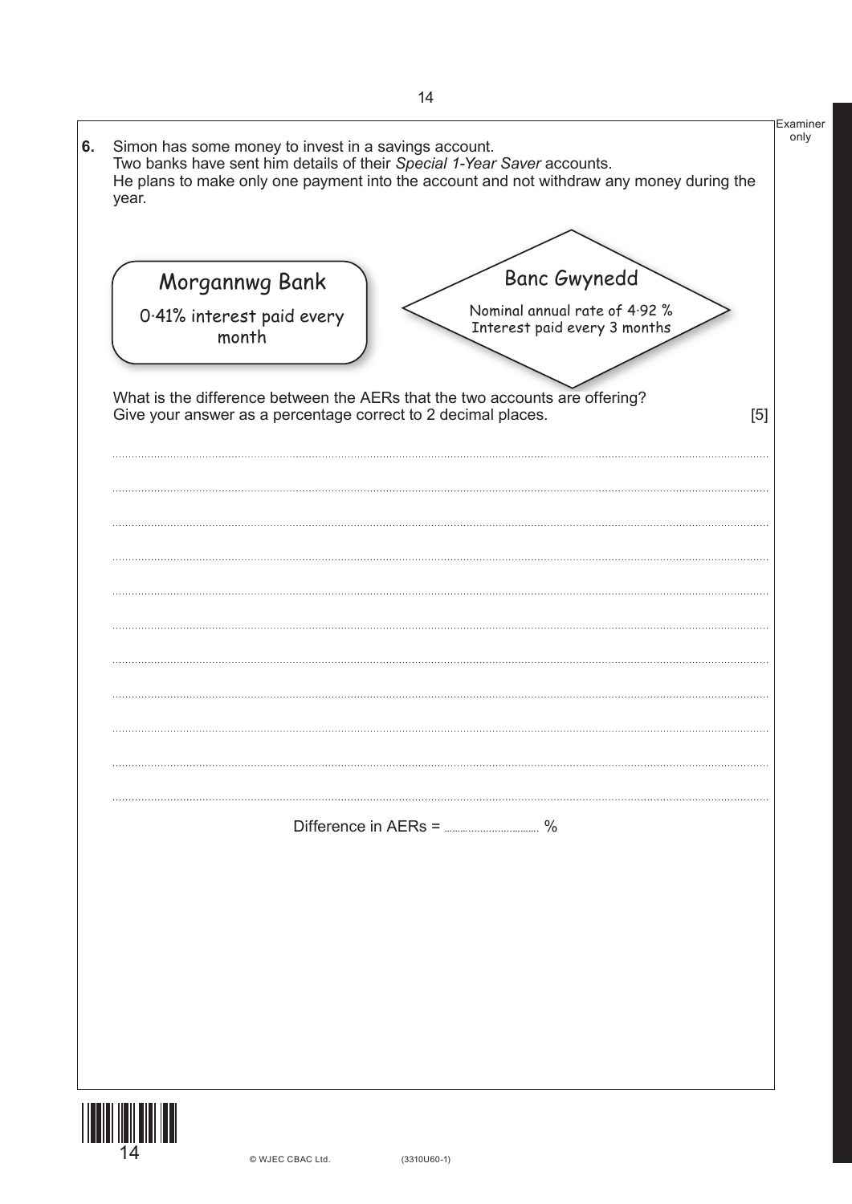**6.** Simon has some money to invest in a savings account.
Two banks have sent him details of their *Special 1-Year Saver* accounts.
He plans to make only one payment into the account and not withdraw any money during the year.

**Morgannwg Bank**

0·41% interest paid every month

**Banc Gwynedd**

Nominal annual rate of 4·92 %
Interest paid every 3 months

What is the difference between the AERs that the two accounts are offering?
Give your answer as a percentage correct to 2 decimal places. [5]

Difference in AERs = .................................. %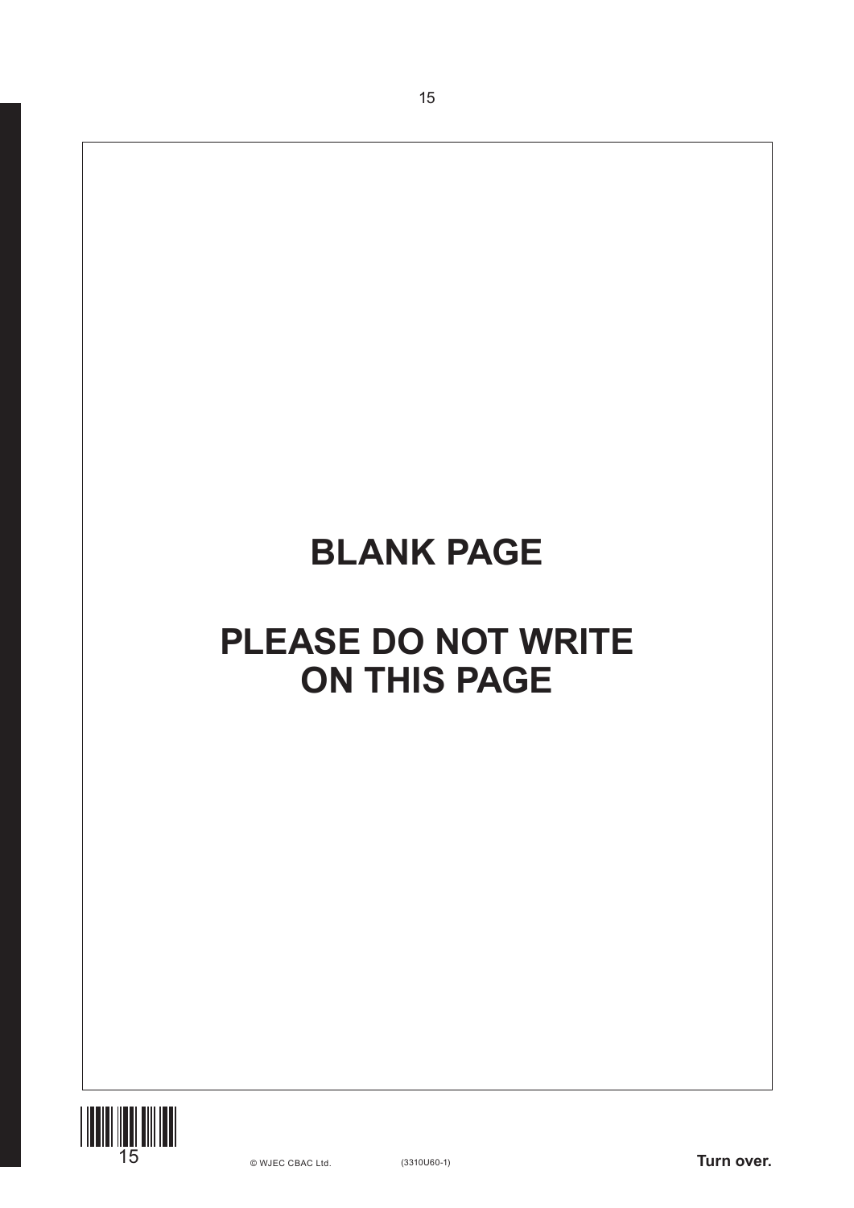# BLANK PAGE

# PLEASE DO NOT WRITE ON THIS PAGE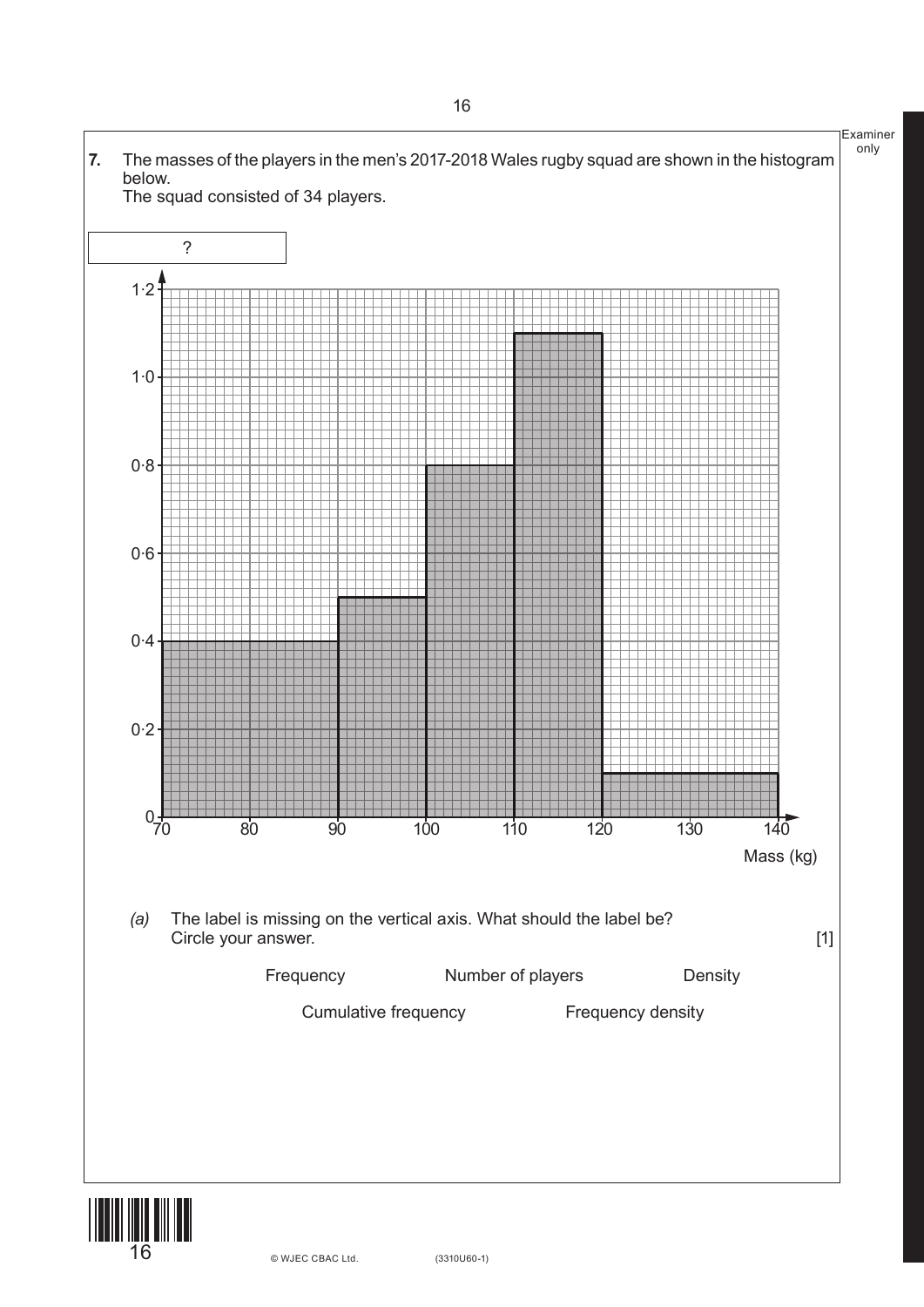**7.** The masses of the players in the men's 2017-2018 Wales rugby squad are shown in the histogram below.
The squad consisted of 34 players.

?

Mass (kg)

*(a)* The label is missing on the vertical axis. What should the label be?
Circle your answer. [1]

Frequency        Number of players        Density

Cumulative frequency        Frequency density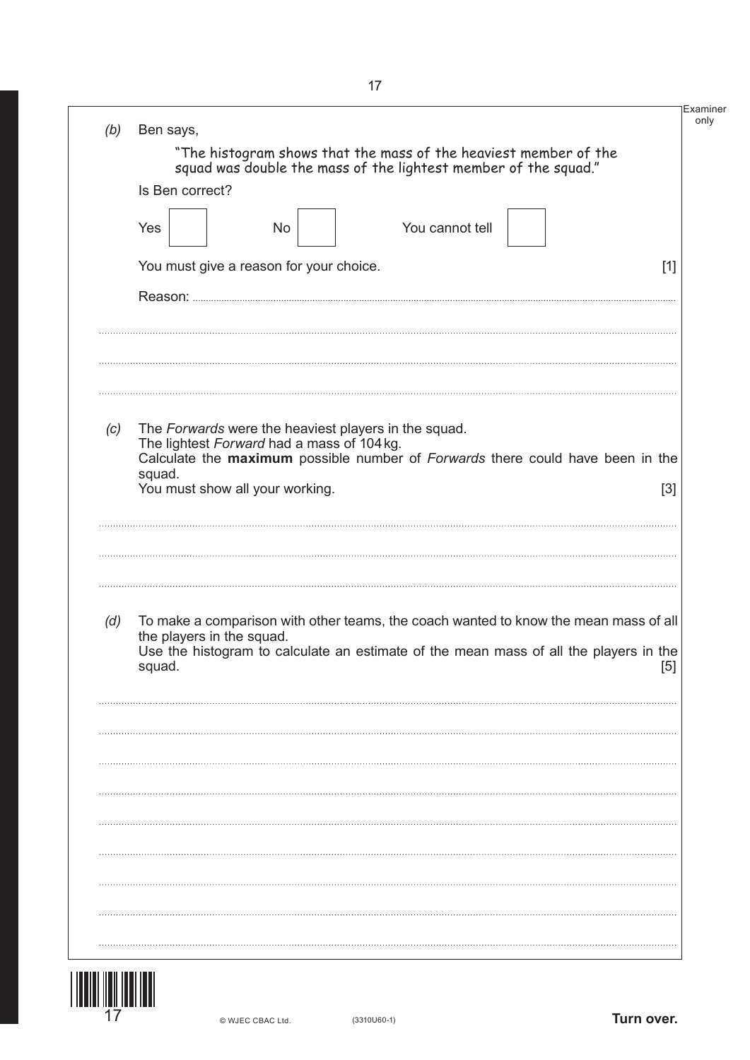*(b)* Ben says,

"The histogram shows that the mass of the heaviest member of the squad was double the mass of the lightest member of the squad."

Is Ben correct?

Yes ☐ No ☐ You cannot tell ☐

You must give a reason for your choice. [1]

Reason: ..............................................................................................................................................

..............................................................................................................................................................

..............................................................................................................................................................

..............................................................................................................................................................

*(c)* The *Forwards* were the heaviest players in the squad.
The lightest *Forward* had a mass of 104 kg.
Calculate the **maximum** possible number of *Forwards* there could have been in the squad.
You must show all your working. [3]

..............................................................................................................................................................

..............................................................................................................................................................

..............................................................................................................................................................

*(d)* To make a comparison with other teams, the coach wanted to know the mean mass of all the players in the squad.
Use the histogram to calculate an estimate of the mean mass of all the players in the squad. [5]

..............................................................................................................................................................

..............................................................................................................................................................

..............................................................................................................................................................

..............................................................................................................................................................

..............................................................................................................................................................

..............................................................................................................................................................

..............................................................................................................................................................

..............................................................................................................................................................

..............................................................................................................................................................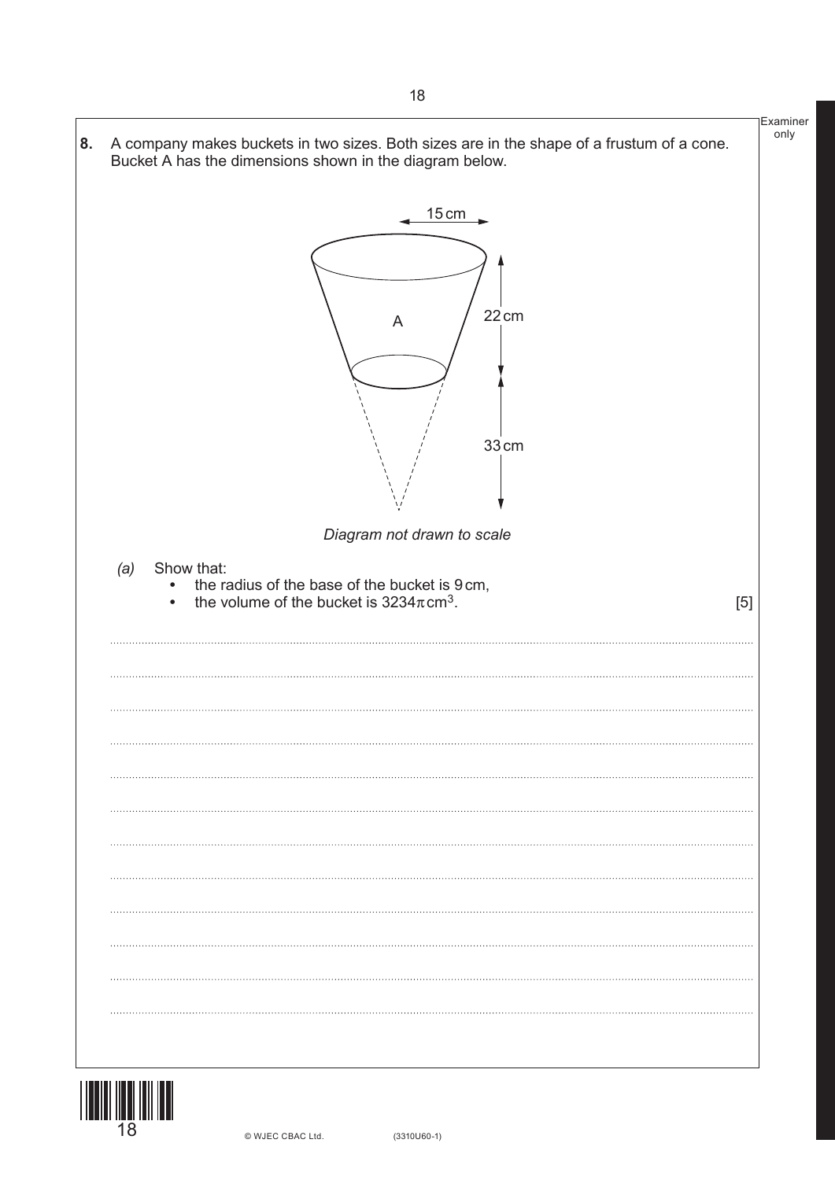**8.** A company makes buckets in two sizes. Both sizes are in the shape of a frustum of a cone. Bucket A has the dimensions shown in the diagram below.

15 cm

A

22 cm

33 cm

*Diagram not drawn to scale*

*(a)* Show that:
- the radius of the base of the bucket is 9 cm,
- the volume of the bucket is $3234\pi\,\text{cm}^3$.

[5]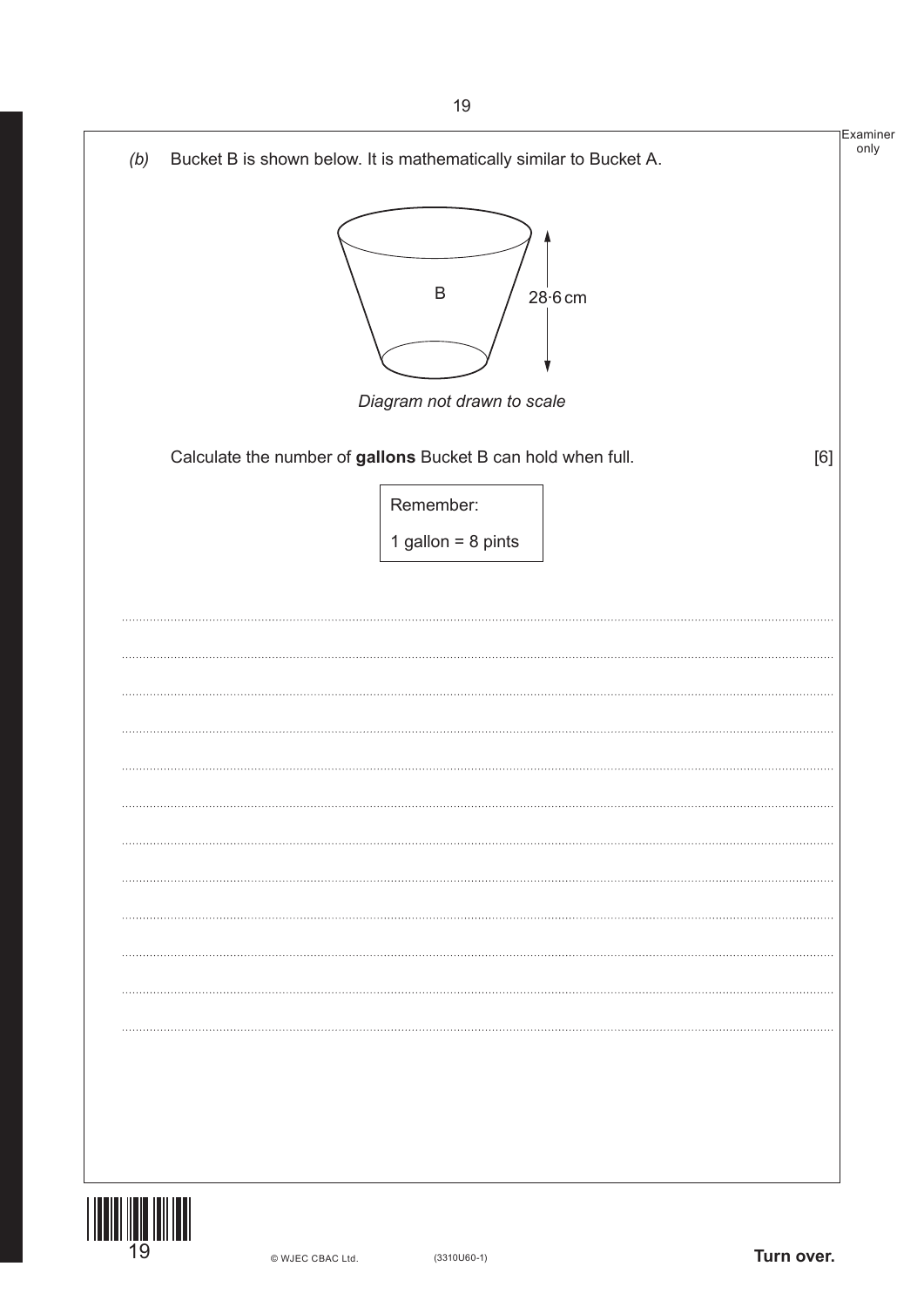(b) Bucket B is shown below. It is mathematically similar to Bucket A.

B

28·6 cm

*Diagram not drawn to scale*

Calculate the number of **gallons** Bucket B can hold when full. [6]

Remember:

1 gallon = 8 pints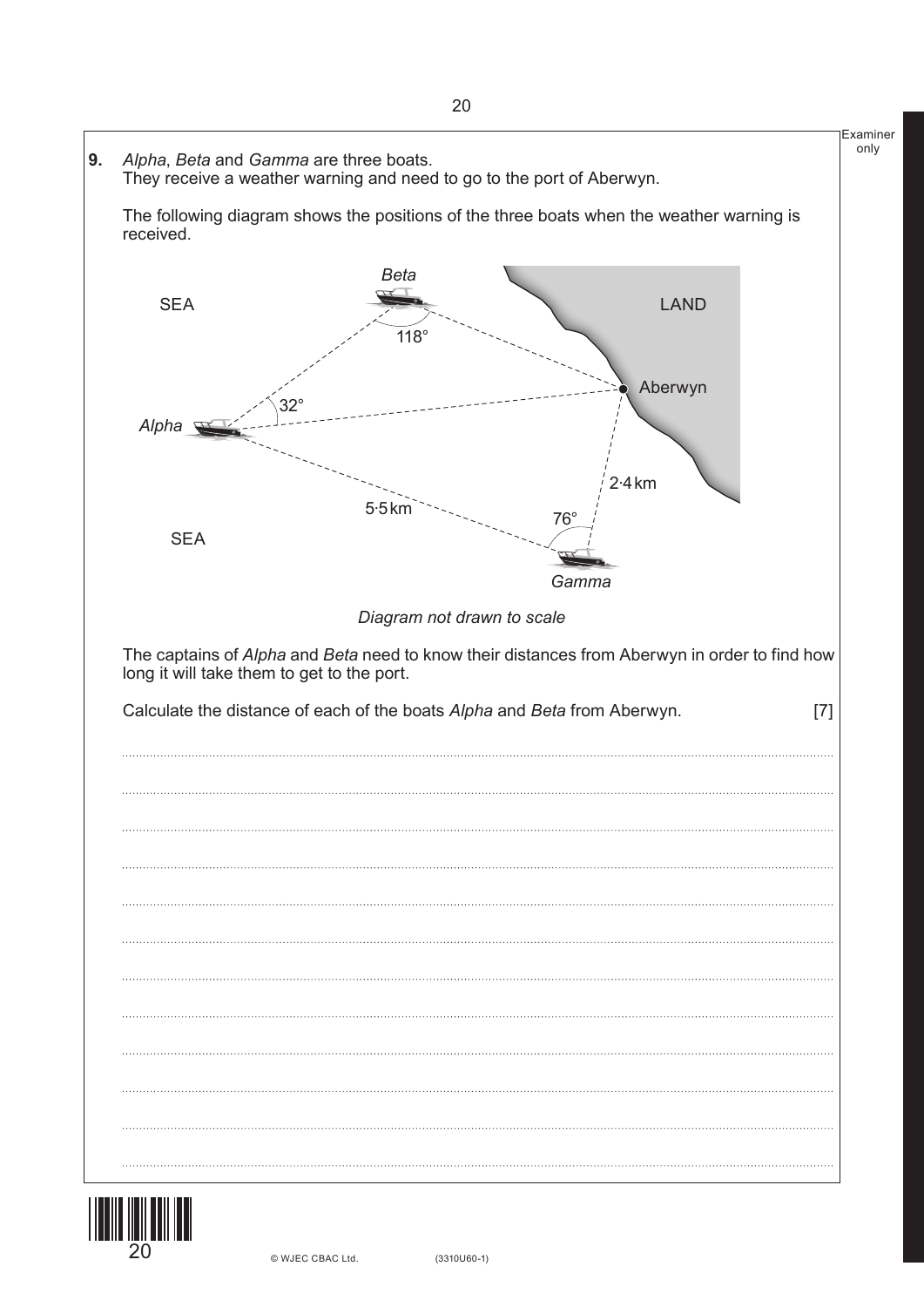**9.** *Alpha*, *Beta* and *Gamma* are three boats.
They receive a weather warning and need to go to the port of Aberwyn.

The following diagram shows the positions of the three boats when the weather warning is received.

SEA

LAND

*Beta*

118°

Aberwyn

32°

*Alpha*

2·4 km

5·5 km

76°

SEA

*Gamma*

*Diagram not drawn to scale*

The captains of *Alpha* and *Beta* need to know their distances from Aberwyn in order to find how long it will take them to get to the port.

Calculate the distance of each of the boats *Alpha* and *Beta* from Aberwyn. [7]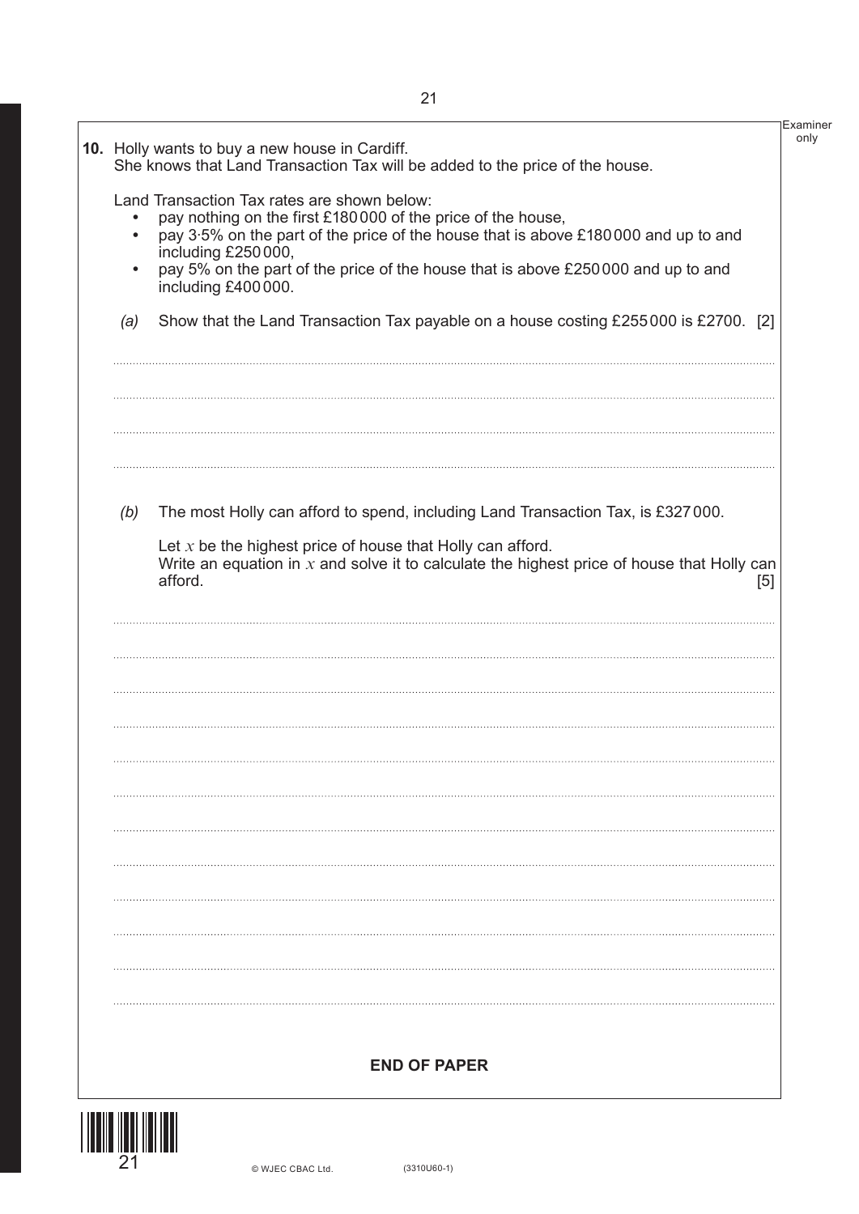**10.** Holly wants to buy a new house in Cardiff.
She knows that Land Transaction Tax will be added to the price of the house.

Land Transaction Tax rates are shown below:

- pay nothing on the first £180 000 of the price of the house,
- pay 3·5% on the part of the price of the house that is above £180 000 and up to and including £250 000,
- pay 5% on the part of the price of the house that is above £250 000 and up to and including £400 000.

*(a)* Show that the Land Transaction Tax payable on a house costing £255 000 is £2700. [2]

*(b)* The most Holly can afford to spend, including Land Transaction Tax, is £327 000.

Let $x$ be the highest price of house that Holly can afford.
Write an equation in $x$ and solve it to calculate the highest price of house that Holly can afford. [5]

**END OF PAPER**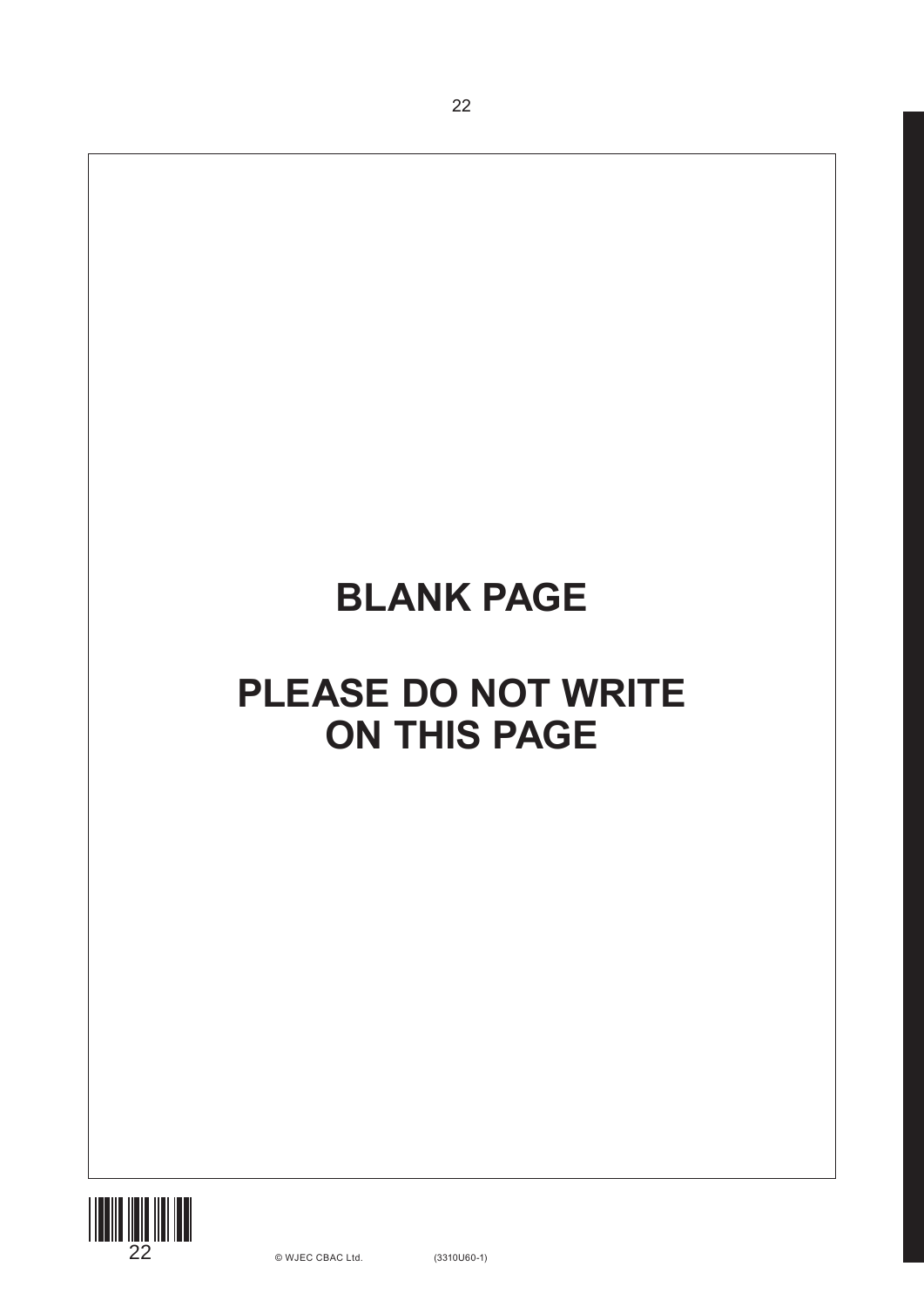**BLANK PAGE**

**PLEASE DO NOT WRITE ON THIS PAGE**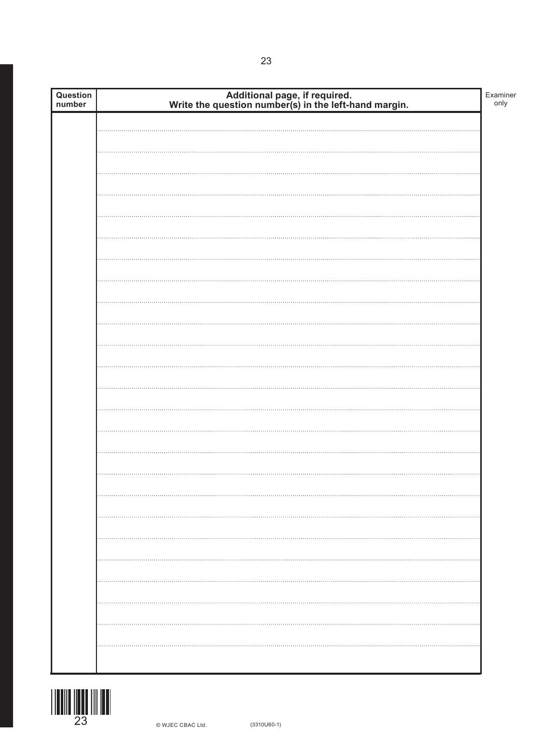| Question number | Additional page, if required. Write the question number(s) in the left-hand margin. |
| --- | --- |
| | |

Examiner only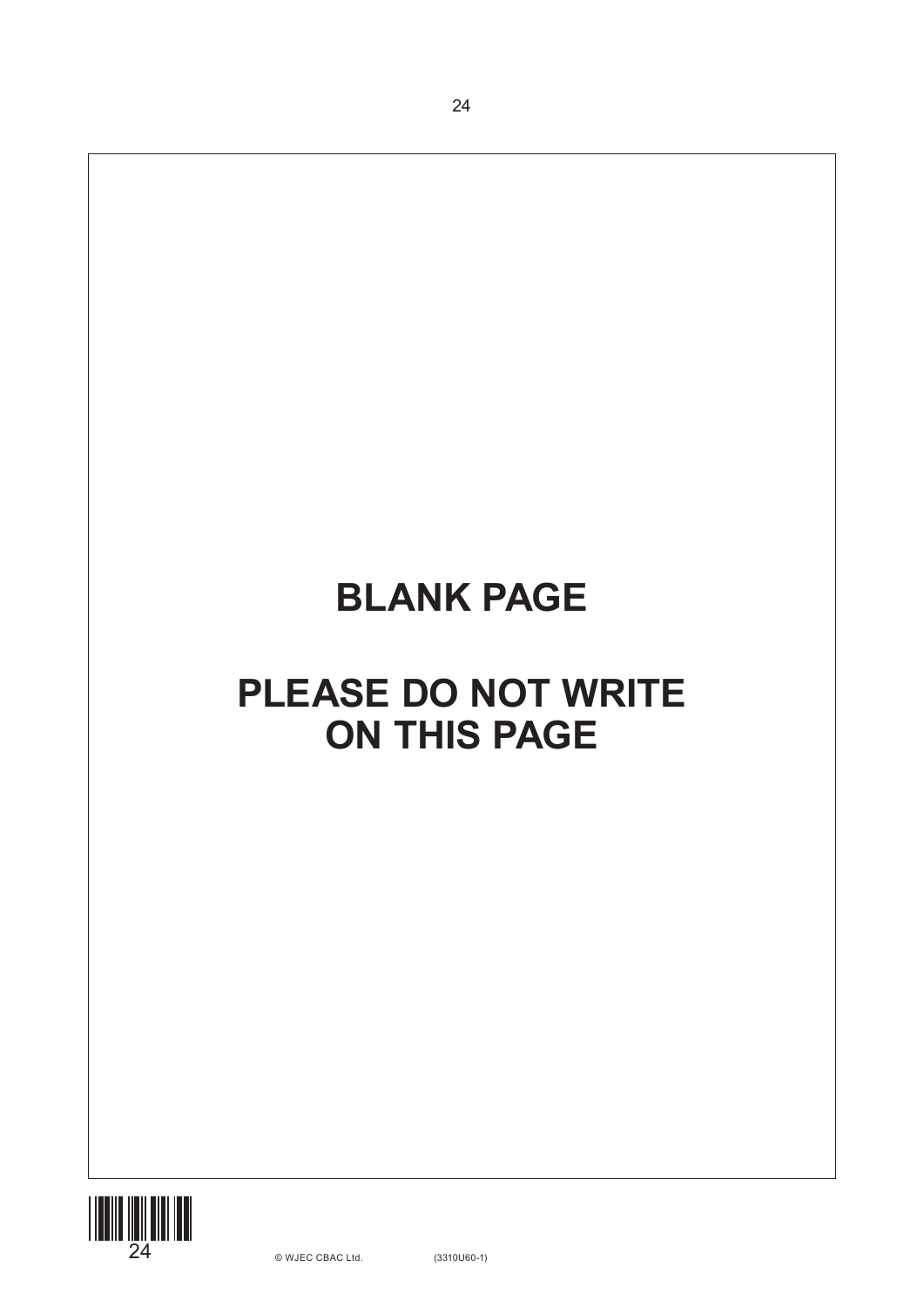**BLANK PAGE**

**PLEASE DO NOT WRITE ON THIS PAGE**